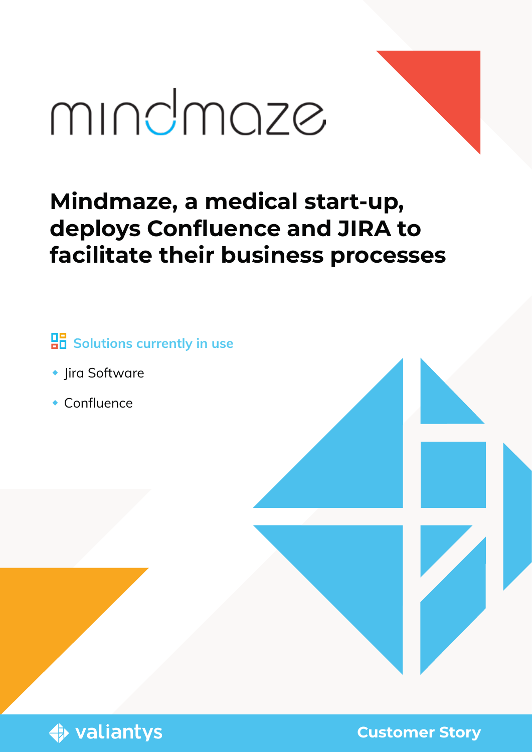mindmaze

# Mindmaze, a medical start-up, deploys Confluence and JIRA to facilitate their business processes

**Solutions currently in use**

- Jira Software
- Confluence

valiantys

**Customer Story**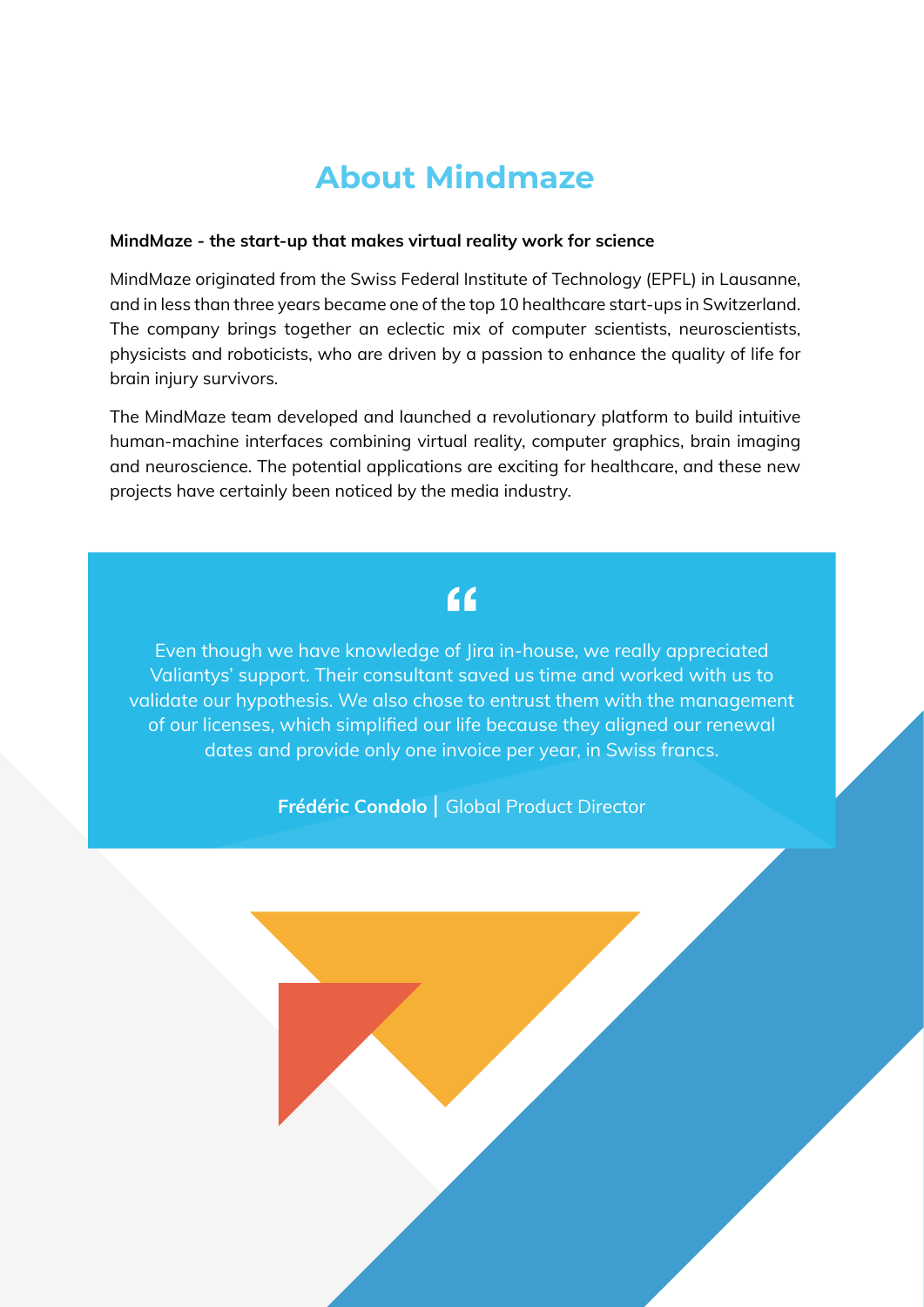# About Mindmaze

**MindMaze - the start-up that makes virtual reality work for science**

MindMaze originated from the Swiss Federal Institute of Technology (EPFL) in Lausanne, and in less than three years became one of the top 10 healthcare start-ups in Switzerland. The company brings together an eclectic mix of computer scientists, neuroscientists, physicists and roboticists, who are driven by a passion to enhance the quality of life for brain injury survivors.

The MindMaze team developed and launched a revolutionary platform to build intuitive human-machine interfaces combining virtual reality, computer graphics, brain imaging and neuroscience. The potential applications are exciting for healthcare, and these new projects have certainly been noticed by the media industry.

> Even though we have knowledge of Jira in-house, we really appreciated Valiantys' support. Their consultant saved us time and worked with us to validate our hypothesis. We also chose to entrust them with the management of our licenses, which simplified our life because they aligned our renewal dates and provide only one invoice per year, in Swiss francs.
>
> **Frédéric Condolo** | Global Product Director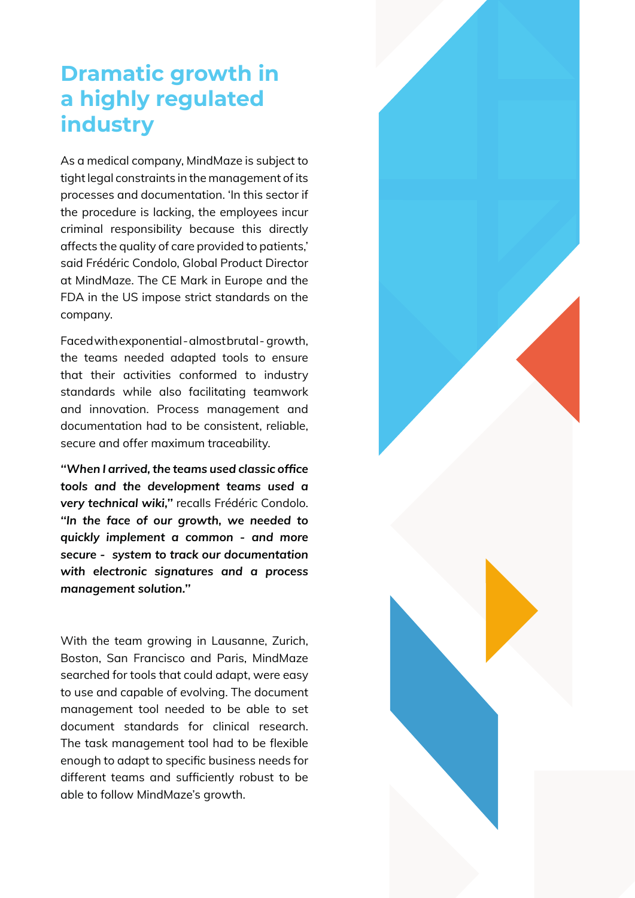# Dramatic growth in a highly regulated industry

As a medical company, MindMaze is subject to tight legal constraints in the management of its processes and documentation. 'In this sector if the procedure is lacking, the employees incur criminal responsibility because this directly affects the quality of care provided to patients,' said Frédéric Condolo, Global Product Director at MindMaze. The CE Mark in Europe and the FDA in the US impose strict standards on the company.

Faced with exponential - almost brutal - growth, the teams needed adapted tools to ensure that their activities conformed to industry standards while also facilitating teamwork and innovation. Process management and documentation had to be consistent, reliable, secure and offer maximum traceability.

***"When I arrived, the teams used classic office tools and the development teams used a very technical wiki,"*** recalls Frédéric Condolo. ***"In the face of our growth, we needed to quickly implement a common - and more secure - system to track our documentation with electronic signatures and a process management solution."***

With the team growing in Lausanne, Zurich, Boston, San Francisco and Paris, MindMaze searched for tools that could adapt, were easy to use and capable of evolving. The document management tool needed to be able to set document standards for clinical research. The task management tool had to be flexible enough to adapt to specific business needs for different teams and sufficiently robust to be able to follow MindMaze's growth.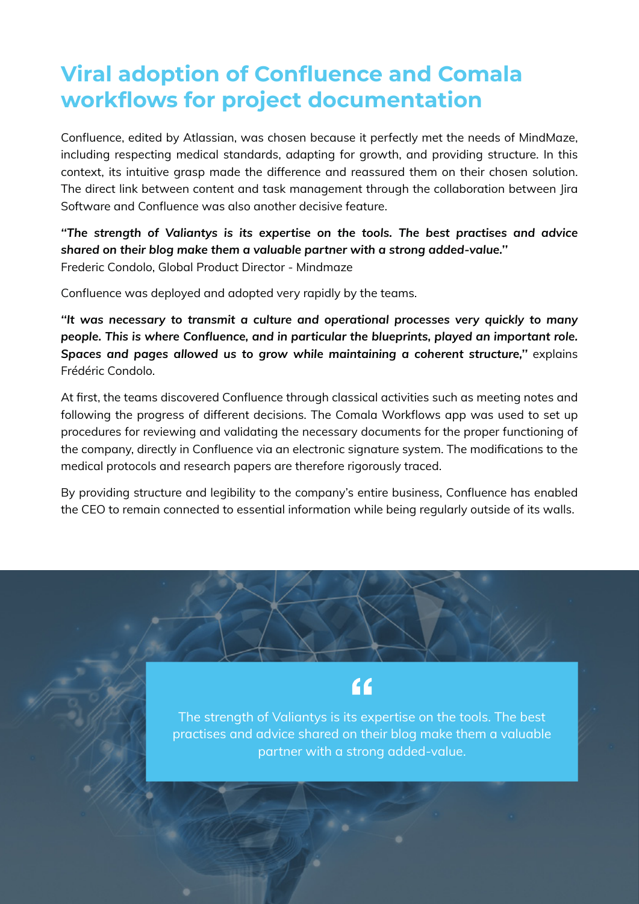# Viral adoption of Confluence and Comala workflows for project documentation

Confluence, edited by Atlassian, was chosen because it perfectly met the needs of MindMaze, including respecting medical standards, adapting for growth, and providing structure. In this context, its intuitive grasp made the difference and reassured them on their chosen solution. The direct link between content and task management through the collaboration between Jira Software and Confluence was also another decisive feature.

***"The strength of Valiantys is its expertise on the tools. The best practises and advice shared on their blog make them a valuable partner with a strong added-value."***
Frederic Condolo, Global Product Director - Mindmaze

Confluence was deployed and adopted very rapidly by the teams.

***"It was necessary to transmit a culture and operational processes very quickly to many people. This is where Confluence, and in particular the blueprints, played an important role. Spaces and pages allowed us to grow while maintaining a coherent structure,"*** explains Frédéric Condolo.

At first, the teams discovered Confluence through classical activities such as meeting notes and following the progress of different decisions. The Comala Workflows app was used to set up procedures for reviewing and validating the necessary documents for the proper functioning of the company, directly in Confluence via an electronic signature system. The modifications to the medical protocols and research papers are therefore rigorously traced.

By providing structure and legibility to the company's entire business, Confluence has enabled the CEO to remain connected to essential information while being regularly outside of its walls.

> The strength of Valiantys is its expertise on the tools. The best practises and advice shared on their blog make them a valuable partner with a strong added-value.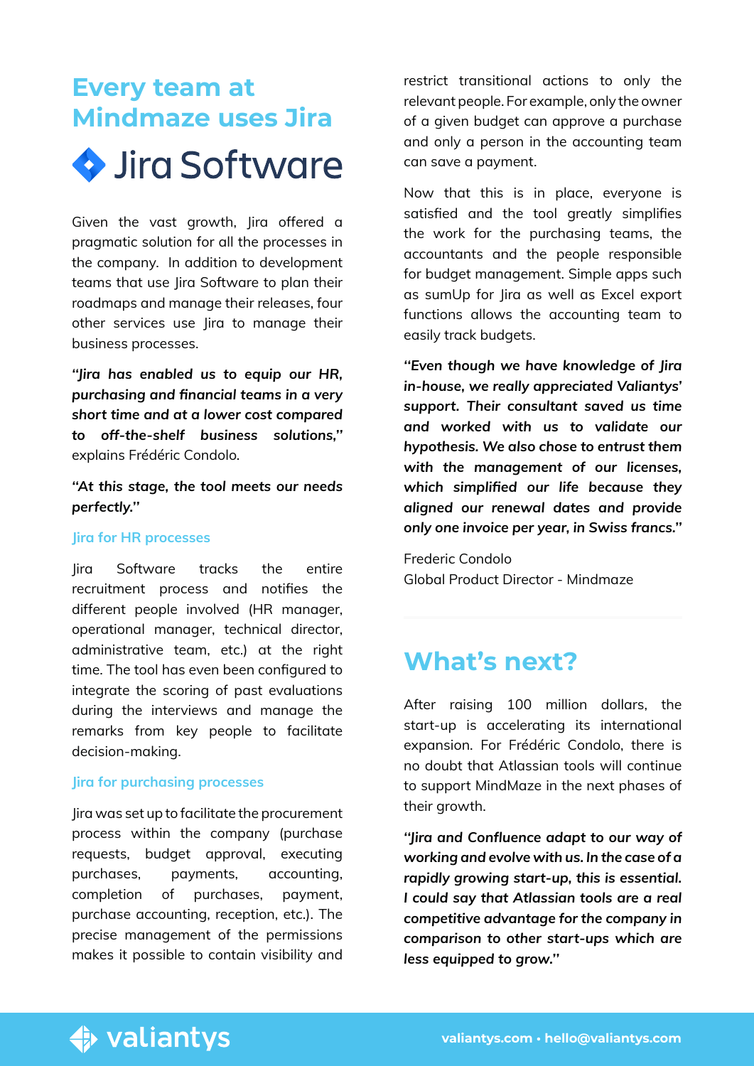## Every team at Mindmaze uses Jira

Jira Software

Given the vast growth, Jira offered a pragmatic solution for all the processes in the company. In addition to development teams that use Jira Software to plan their roadmaps and manage their releases, four other services use Jira to manage their business processes.

***"Jira has enabled us to equip our HR, purchasing and financial teams in a very short time and at a lower cost compared to off-the-shelf business solutions,"*** explains Frédéric Condolo.

***"At this stage, the tool meets our needs perfectly."***

### Jira for HR processes

Jira Software tracks the entire recruitment process and notifies the different people involved (HR manager, operational manager, technical director, administrative team, etc.) at the right time. The tool has even been configured to integrate the scoring of past evaluations during the interviews and manage the remarks from key people to facilitate decision-making.

### Jira for purchasing processes

Jira was set up to facilitate the procurement process within the company (purchase requests, budget approval, executing purchases, payments, accounting, completion of purchases, payment, purchase accounting, reception, etc.). The precise management of the permissions makes it possible to contain visibility and restrict transitional actions to only the relevant people. For example, only the owner of a given budget can approve a purchase and only a person in the accounting team can save a payment.

Now that this is in place, everyone is satisfied and the tool greatly simplifies the work for the purchasing teams, the accountants and the people responsible for budget management. Simple apps such as sumUp for Jira as well as Excel export functions allows the accounting team to easily track budgets.

***"Even though we have knowledge of Jira in-house, we really appreciated Valiantys' support. Their consultant saved us time and worked with us to validate our hypothesis. We also chose to entrust them with the management of our licenses, which simplified our life because they aligned our renewal dates and provide only one invoice per year, in Swiss francs."***

Frederic Condolo
Global Product Director - Mindmaze

## What's next?

After raising 100 million dollars, the start-up is accelerating its international expansion. For Frédéric Condolo, there is no doubt that Atlassian tools will continue to support MindMaze in the next phases of their growth.

***"Jira and Confluence adapt to our way of working and evolve with us. In the case of a rapidly growing start-up, this is essential. I could say that Atlassian tools are a real competitive advantage for the company in comparison to other start-ups which are less equipped to grow."***

valiantys

valiantys.com • hello@valiantys.com